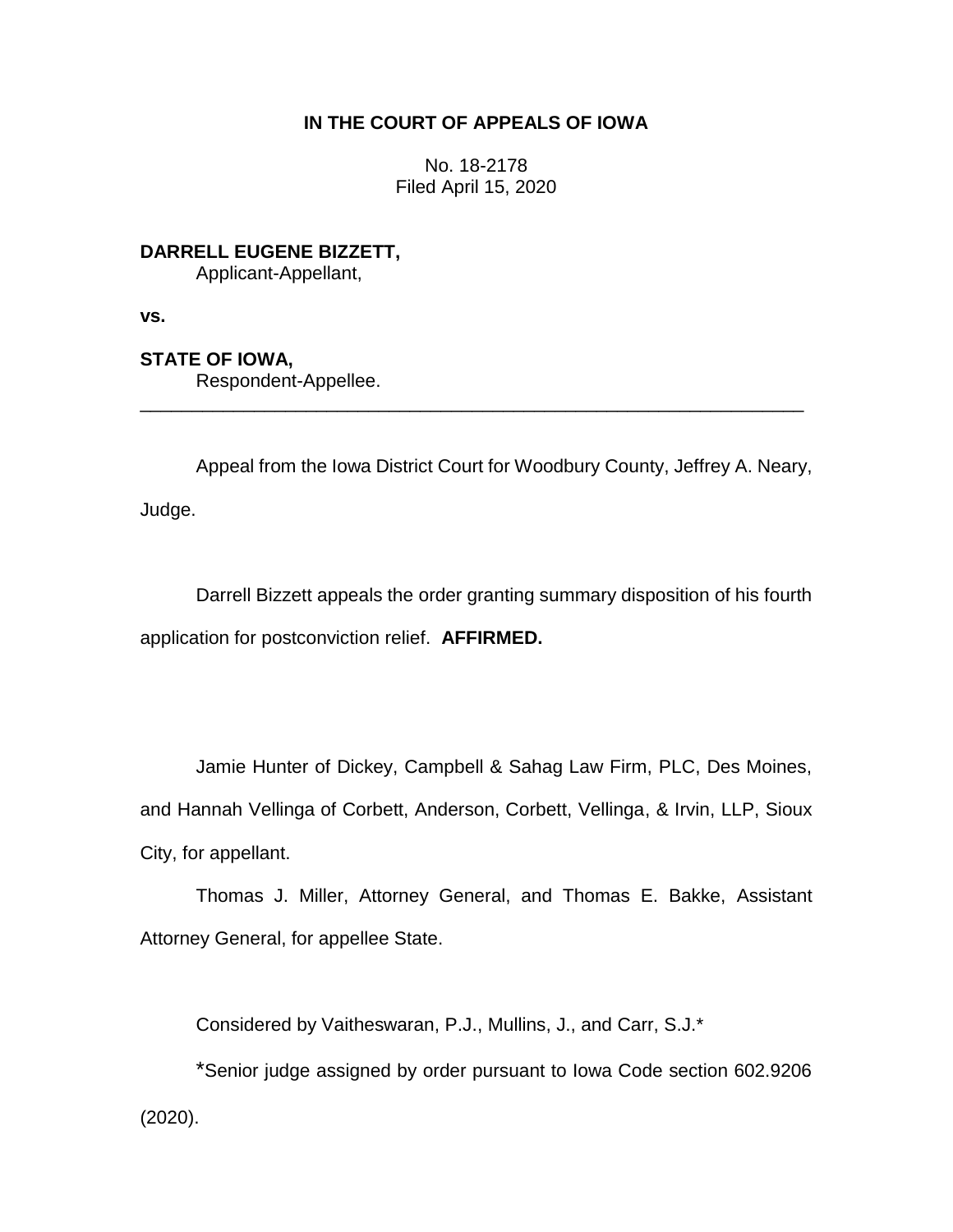**IN THE COURT OF APPEALS OF IOWA**

No. 18-2178
Filed April 15, 2020

**DARRELL EUGENE BIZZETT,**
Applicant-Appellant,

**vs.**

**STATE OF IOWA,**
Respondent-Appellee.

---

Appeal from the Iowa District Court for Woodbury County, Jeffrey A. Neary, Judge.

Darrell Bizzett appeals the order granting summary disposition of his fourth application for postconviction relief. **AFFIRMED.**

Jamie Hunter of Dickey, Campbell & Sahag Law Firm, PLC, Des Moines, and Hannah Vellinga of Corbett, Anderson, Corbett, Vellinga, & Irvin, LLP, Sioux City, for appellant.

Thomas J. Miller, Attorney General, and Thomas E. Bakke, Assistant Attorney General, for appellee State.

Considered by Vaitheswaran, P.J., Mullins, J., and Carr, S.J.*

*Senior judge assigned by order pursuant to Iowa Code section 602.9206 (2020).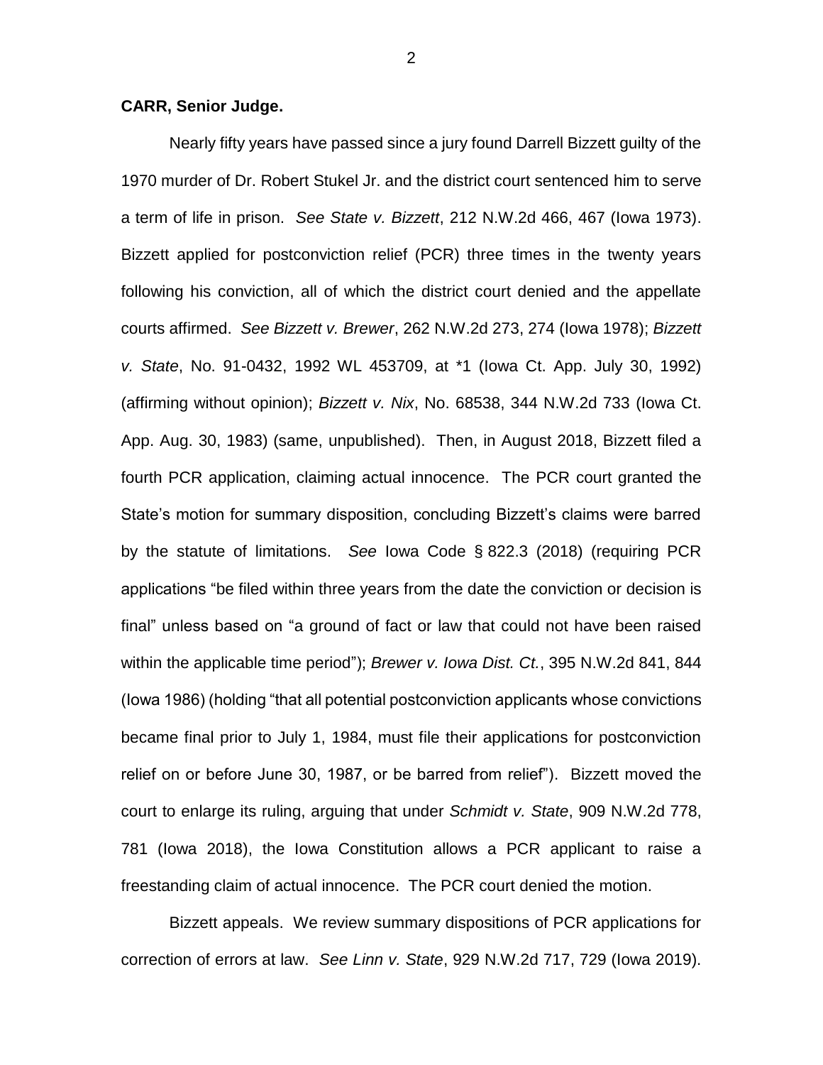**CARR, Senior Judge.**

Nearly fifty years have passed since a jury found Darrell Bizzett guilty of the 1970 murder of Dr. Robert Stukel Jr. and the district court sentenced him to serve a term of life in prison. *See State v. Bizzett*, 212 N.W.2d 466, 467 (Iowa 1973). Bizzett applied for postconviction relief (PCR) three times in the twenty years following his conviction, all of which the district court denied and the appellate courts affirmed. *See Bizzett v. Brewer*, 262 N.W.2d 273, 274 (Iowa 1978); *Bizzett v. State*, No. 91-0432, 1992 WL 453709, at *1 (Iowa Ct. App. July 30, 1992) (affirming without opinion); *Bizzett v. Nix*, No. 68538, 344 N.W.2d 733 (Iowa Ct. App. Aug. 30, 1983) (same, unpublished). Then, in August 2018, Bizzett filed a fourth PCR application, claiming actual innocence. The PCR court granted the State's motion for summary disposition, concluding Bizzett's claims were barred by the statute of limitations. *See* Iowa Code § 822.3 (2018) (requiring PCR applications "be filed within three years from the date the conviction or decision is final" unless based on "a ground of fact or law that could not have been raised within the applicable time period"); *Brewer v. Iowa Dist. Ct.*, 395 N.W.2d 841, 844 (Iowa 1986) (holding "that all potential postconviction applicants whose convictions became final prior to July 1, 1984, must file their applications for postconviction relief on or before June 30, 1987, or be barred from relief"). Bizzett moved the court to enlarge its ruling, arguing that under *Schmidt v. State*, 909 N.W.2d 778, 781 (Iowa 2018), the Iowa Constitution allows a PCR applicant to raise a freestanding claim of actual innocence. The PCR court denied the motion.

Bizzett appeals. We review summary dispositions of PCR applications for correction of errors at law. *See Linn v. State*, 929 N.W.2d 717, 729 (Iowa 2019).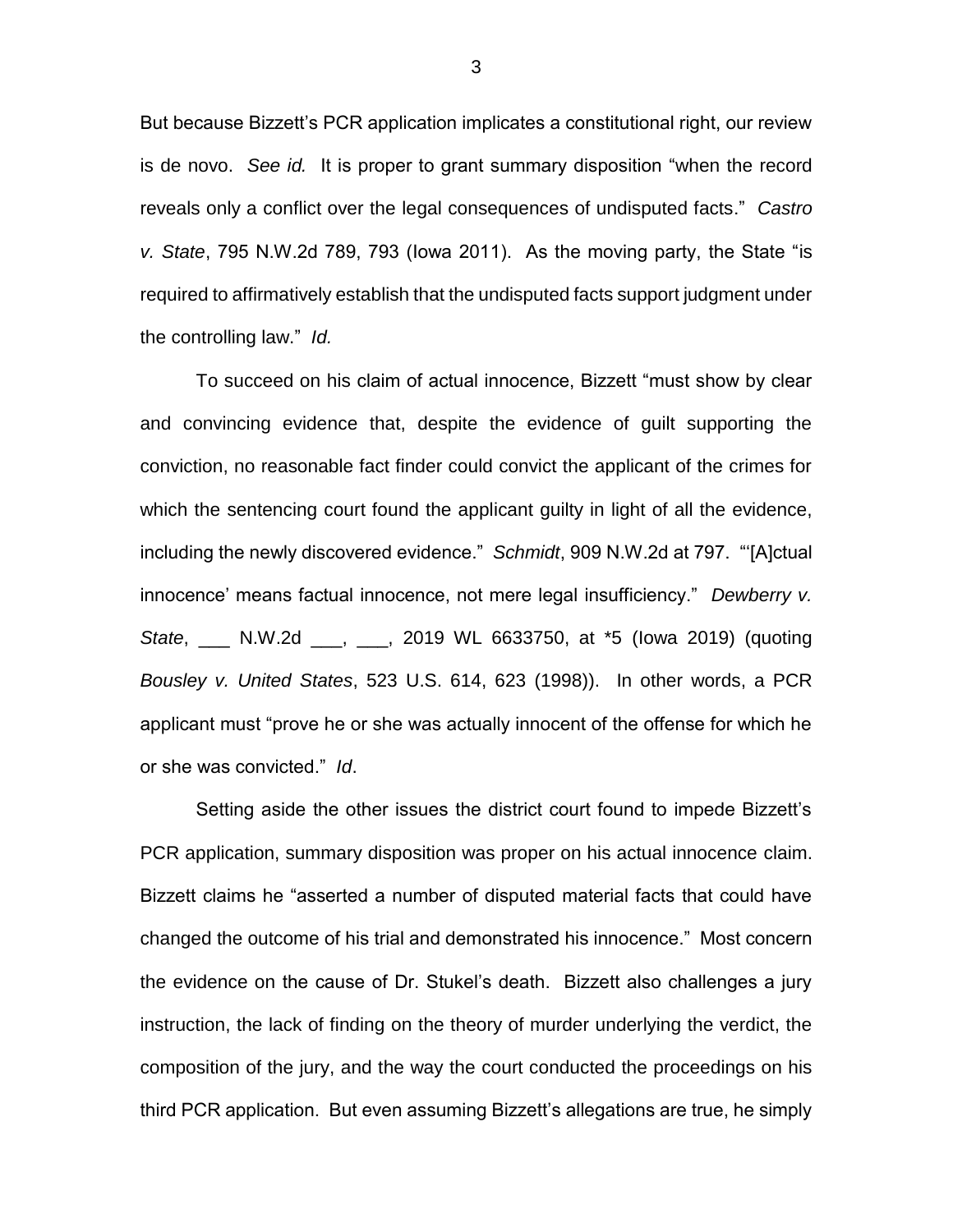But because Bizzett's PCR application implicates a constitutional right, our review is de novo. *See id.* It is proper to grant summary disposition "when the record reveals only a conflict over the legal consequences of undisputed facts." *Castro v. State*, 795 N.W.2d 789, 793 (Iowa 2011). As the moving party, the State "is required to affirmatively establish that the undisputed facts support judgment under the controlling law." *Id.*

To succeed on his claim of actual innocence, Bizzett "must show by clear and convincing evidence that, despite the evidence of guilt supporting the conviction, no reasonable fact finder could convict the applicant of the crimes for which the sentencing court found the applicant guilty in light of all the evidence, including the newly discovered evidence." *Schmidt*, 909 N.W.2d at 797. "'[A]ctual innocence' means factual innocence, not mere legal insufficiency." *Dewberry v. State*, ___ N.W.2d ___, ___, 2019 WL 6633750, at *5 (Iowa 2019) (quoting *Bousley v. United States*, 523 U.S. 614, 623 (1998)). In other words, a PCR applicant must "prove he or she was actually innocent of the offense for which he or she was convicted." *Id*.

Setting aside the other issues the district court found to impede Bizzett's PCR application, summary disposition was proper on his actual innocence claim. Bizzett claims he "asserted a number of disputed material facts that could have changed the outcome of his trial and demonstrated his innocence." Most concern the evidence on the cause of Dr. Stukel's death. Bizzett also challenges a jury instruction, the lack of finding on the theory of murder underlying the verdict, the composition of the jury, and the way the court conducted the proceedings on his third PCR application. But even assuming Bizzett's allegations are true, he simply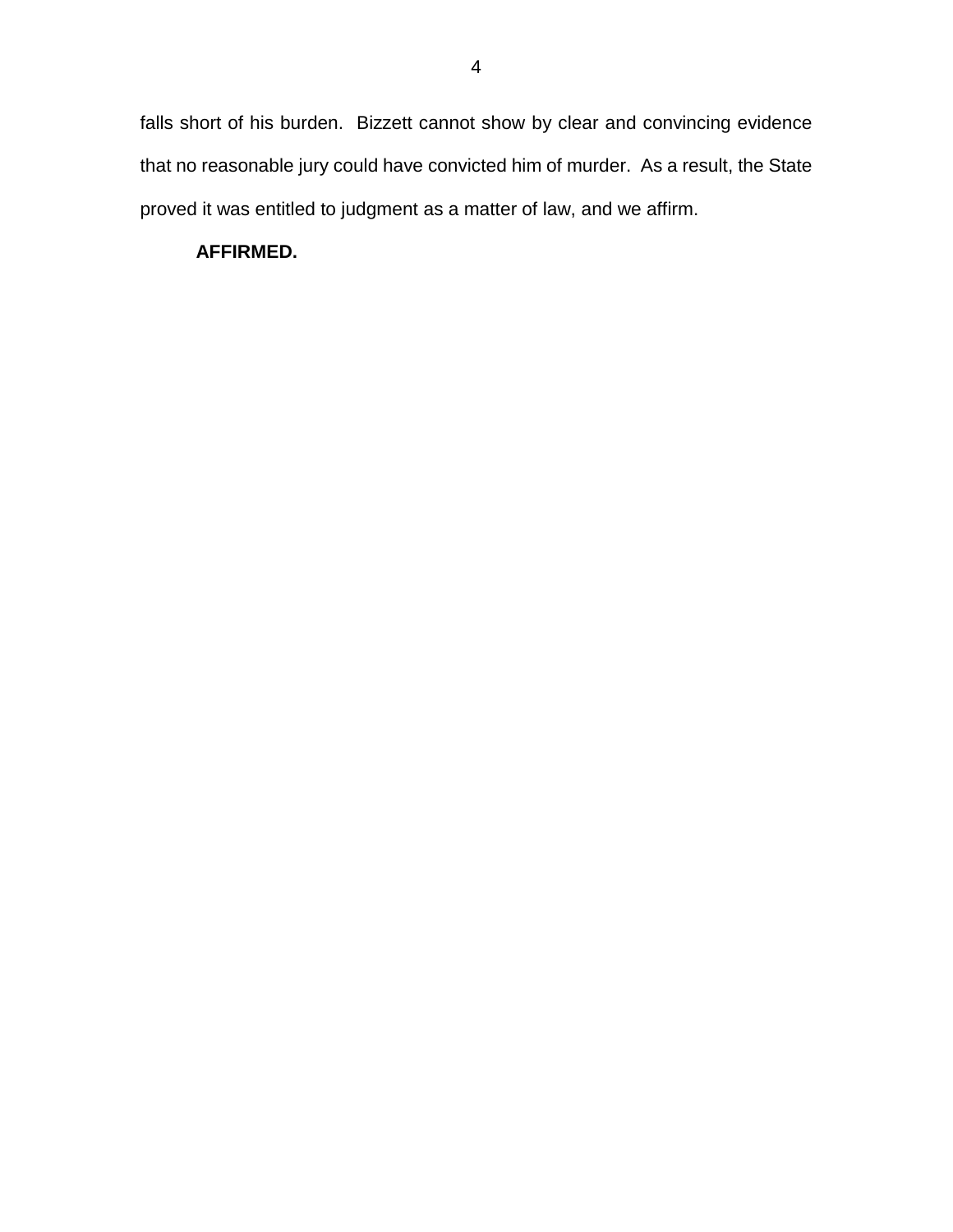falls short of his burden. Bizzett cannot show by clear and convincing evidence that no reasonable jury could have convicted him of murder. As a result, the State proved it was entitled to judgment as a matter of law, and we affirm.

**AFFIRMED.**